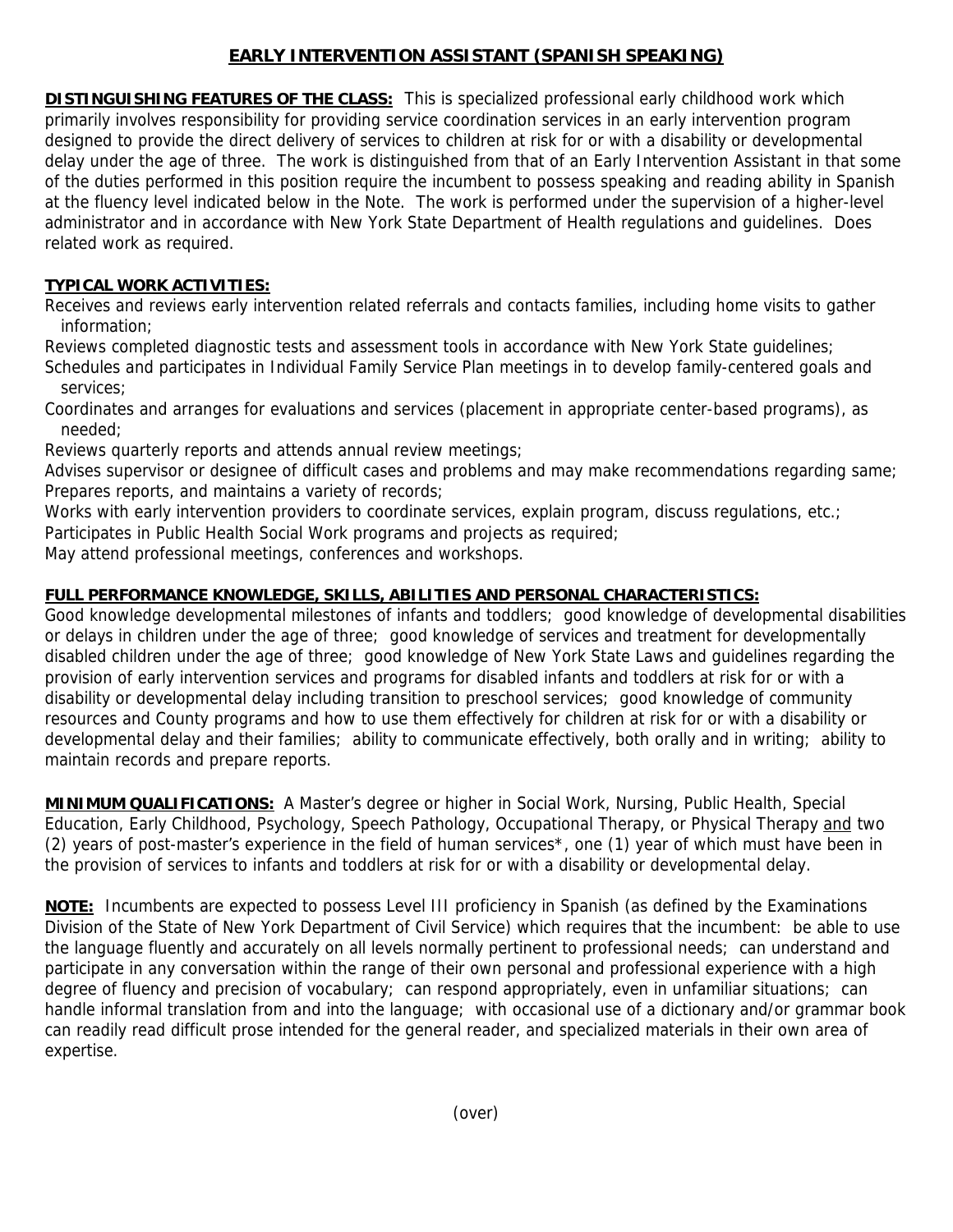# EARLY INTERVENTION ASSISTANT (SPANISH SPEAKING)

**DISTINGUISHING FEATURES OF THE CLASS:** This is specialized professional early childhood work which primarily involves responsibility for providing service coordination services in an early intervention program designed to provide the direct delivery of services to children at risk for or with a disability or developmental delay under the age of three. The work is distinguished from that of an Early Intervention Assistant in that some of the duties performed in this position require the incumbent to possess speaking and reading ability in Spanish at the fluency level indicated below in the Note. The work is performed under the supervision of a higher-level administrator and in accordance with New York State Department of Health regulations and guidelines. Does related work as required.

**TYPICAL WORK ACTIVITIES:**

Receives and reviews early intervention related referrals and contacts families, including home visits to gather information;
Reviews completed diagnostic tests and assessment tools in accordance with New York State guidelines;
Schedules and participates in Individual Family Service Plan meetings in to develop family-centered goals and services;
Coordinates and arranges for evaluations and services (placement in appropriate center-based programs), as needed;
Reviews quarterly reports and attends annual review meetings;
Advises supervisor or designee of difficult cases and problems and may make recommendations regarding same;
Prepares reports, and maintains a variety of records;
Works with early intervention providers to coordinate services, explain program, discuss regulations, etc.;
Participates in Public Health Social Work programs and projects as required;
May attend professional meetings, conferences and workshops.

**FULL PERFORMANCE KNOWLEDGE, SKILLS, ABILITIES AND PERSONAL CHARACTERISTICS:**

Good knowledge developmental milestones of infants and toddlers; good knowledge of developmental disabilities or delays in children under the age of three; good knowledge of services and treatment for developmentally disabled children under the age of three; good knowledge of New York State Laws and guidelines regarding the provision of early intervention services and programs for disabled infants and toddlers at risk for or with a disability or developmental delay including transition to preschool services; good knowledge of community resources and County programs and how to use them effectively for children at risk for or with a disability or developmental delay and their families; ability to communicate effectively, both orally and in writing; ability to maintain records and prepare reports.

**MINIMUM QUALIFICATIONS:** A Master's degree or higher in Social Work, Nursing, Public Health, Special Education, Early Childhood, Psychology, Speech Pathology, Occupational Therapy, or Physical Therapy and two (2) years of post-master's experience in the field of human services*, one (1) year of which must have been in the provision of services to infants and toddlers at risk for or with a disability or developmental delay.

**NOTE:** Incumbents are expected to possess Level III proficiency in Spanish (as defined by the Examinations Division of the State of New York Department of Civil Service) which requires that the incumbent: be able to use the language fluently and accurately on all levels normally pertinent to professional needs; can understand and participate in any conversation within the range of their own personal and professional experience with a high degree of fluency and precision of vocabulary; can respond appropriately, even in unfamiliar situations; can handle informal translation from and into the language; with occasional use of a dictionary and/or grammar book can readily read difficult prose intended for the general reader, and specialized materials in their own area of expertise.

(over)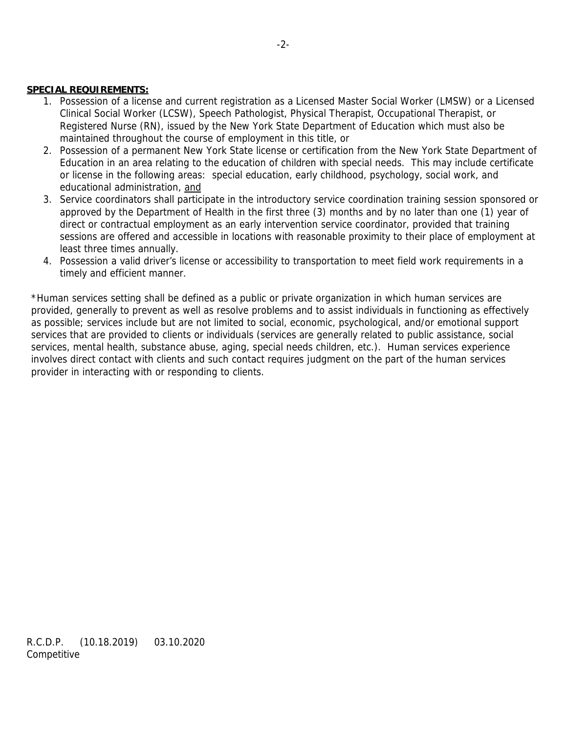**SPECIAL REQUIREMENTS:**

1. Possession of a license and current registration as a Licensed Master Social Worker (LMSW) or a Licensed Clinical Social Worker (LCSW), Speech Pathologist, Physical Therapist, Occupational Therapist, or Registered Nurse (RN), issued by the New York State Department of Education which must also be maintained throughout the course of employment in this title, or
2. Possession of a permanent New York State license or certification from the New York State Department of Education in an area relating to the education of children with special needs. This may include certificate or license in the following areas: special education, early childhood, psychology, social work, and educational administration, and
3. Service coordinators shall participate in the introductory service coordination training session sponsored or approved by the Department of Health in the first three (3) months and by no later than one (1) year of direct or contractual employment as an early intervention service coordinator, provided that training sessions are offered and accessible in locations with reasonable proximity to their place of employment at least three times annually.
4. Possession a valid driver's license or accessibility to transportation to meet field work requirements in a timely and efficient manner.

*Human services setting shall be defined as a public or private organization in which human services are provided, generally to prevent as well as resolve problems and to assist individuals in functioning as effectively as possible; services include but are not limited to social, economic, psychological, and/or emotional support services that are provided to clients or individuals (services are generally related to public assistance, social services, mental health, substance abuse, aging, special needs children, etc.). Human services experience involves direct contact with clients and such contact requires judgment on the part of the human services provider in interacting with or responding to clients.

R.C.D.P. (10.18.2019) 03.10.2020
Competitive